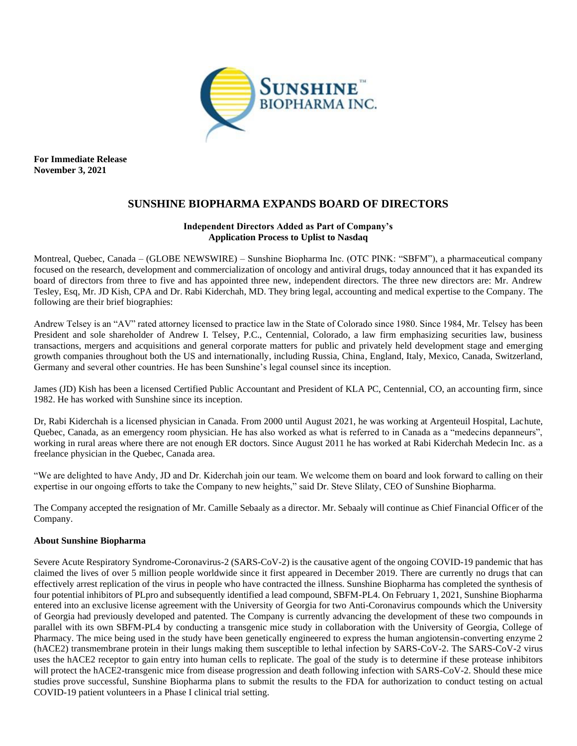**For Immediate Release**
**November 3, 2021**

# SUNSHINE BIOPHARMA EXPANDS BOARD OF DIRECTORS

**Independent Directors Added as Part of Company's Application Process to Uplist to Nasdaq**

Montreal, Quebec, Canada – (GLOBE NEWSWIRE) – Sunshine Biopharma Inc. (OTC PINK: "SBFM"), a pharmaceutical company focused on the research, development and commercialization of oncology and antiviral drugs, today announced that it has expanded its board of directors from three to five and has appointed three new, independent directors. The three new directors are: Mr. Andrew Tesley, Esq, Mr. JD Kish, CPA and Dr. Rabi Kiderchah, MD. They bring legal, accounting and medical expertise to the Company. The following are their brief biographies:

Andrew Telsey is an "AV" rated attorney licensed to practice law in the State of Colorado since 1980. Since 1984, Mr. Telsey has been President and sole shareholder of Andrew I. Telsey, P.C., Centennial, Colorado, a law firm emphasizing securities law, business transactions, mergers and acquisitions and general corporate matters for public and privately held development stage and emerging growth companies throughout both the US and internationally, including Russia, China, England, Italy, Mexico, Canada, Switzerland, Germany and several other countries. He has been Sunshine's legal counsel since its inception.

James (JD) Kish has been a licensed Certified Public Accountant and President of KLA PC, Centennial, CO, an accounting firm, since 1982. He has worked with Sunshine since its inception.

Dr, Rabi Kiderchah is a licensed physician in Canada. From 2000 until August 2021, he was working at Argenteuil Hospital, Lachute, Quebec, Canada, as an emergency room physician. He has also worked as what is referred to in Canada as a "medecins depanneurs", working in rural areas where there are not enough ER doctors. Since August 2011 he has worked at Rabi Kiderchah Medecin Inc. as a freelance physician in the Quebec, Canada area.

"We are delighted to have Andy, JD and Dr. Kiderchah join our team. We welcome them on board and look forward to calling on their expertise in our ongoing efforts to take the Company to new heights," said Dr. Steve Slilaty, CEO of Sunshine Biopharma.

The Company accepted the resignation of Mr. Camille Sebaaly as a director. Mr. Sebaaly will continue as Chief Financial Officer of the Company.

**About Sunshine Biopharma**

Severe Acute Respiratory Syndrome-Coronavirus-2 (SARS-CoV-2) is the causative agent of the ongoing COVID-19 pandemic that has claimed the lives of over 5 million people worldwide since it first appeared in December 2019. There are currently no drugs that can effectively arrest replication of the virus in people who have contracted the illness. Sunshine Biopharma has completed the synthesis of four potential inhibitors of PLpro and subsequently identified a lead compound, SBFM-PL4. On February 1, 2021, Sunshine Biopharma entered into an exclusive license agreement with the University of Georgia for two Anti-Coronavirus compounds which the University of Georgia had previously developed and patented. The Company is currently advancing the development of these two compounds in parallel with its own SBFM-PL4 by conducting a transgenic mice study in collaboration with the University of Georgia, College of Pharmacy. The mice being used in the study have been genetically engineered to express the human angiotensin-converting enzyme 2 (hACE2) transmembrane protein in their lungs making them susceptible to lethal infection by SARS-CoV-2. The SARS-CoV-2 virus uses the hACE2 receptor to gain entry into human cells to replicate. The goal of the study is to determine if these protease inhibitors will protect the hACE2-transgenic mice from disease progression and death following infection with SARS-CoV-2. Should these mice studies prove successful, Sunshine Biopharma plans to submit the results to the FDA for authorization to conduct testing on actual COVID-19 patient volunteers in a Phase I clinical trial setting.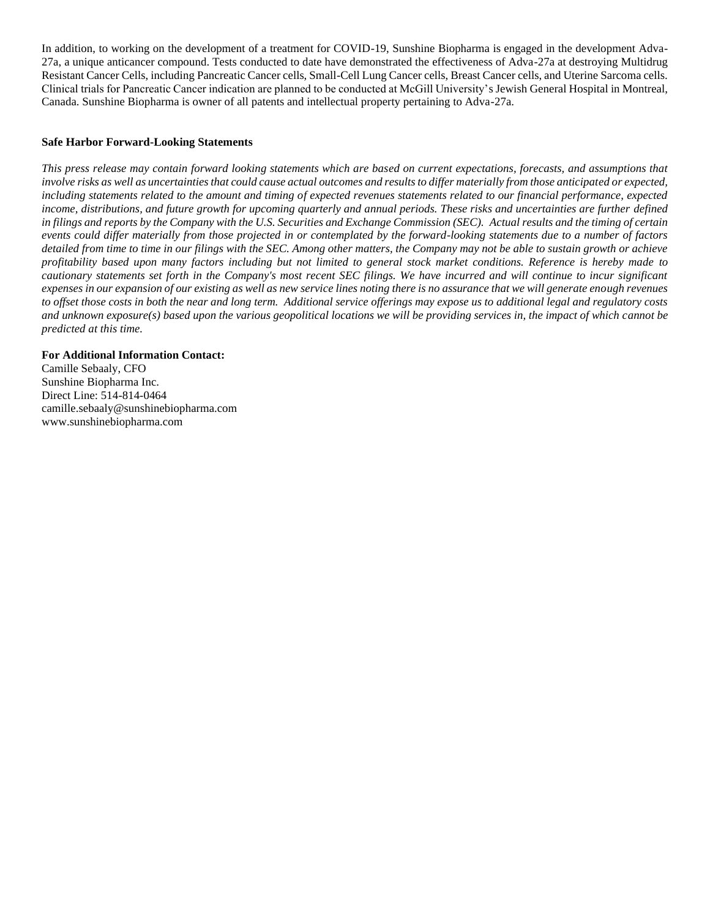In addition, to working on the development of a treatment for COVID-19, Sunshine Biopharma is engaged in the development Adva-27a, a unique anticancer compound. Tests conducted to date have demonstrated the effectiveness of Adva-27a at destroying Multidrug Resistant Cancer Cells, including Pancreatic Cancer cells, Small-Cell Lung Cancer cells, Breast Cancer cells, and Uterine Sarcoma cells. Clinical trials for Pancreatic Cancer indication are planned to be conducted at McGill University's Jewish General Hospital in Montreal, Canada. Sunshine Biopharma is owner of all patents and intellectual property pertaining to Adva-27a.

**Safe Harbor Forward-Looking Statements**

*This press release may contain forward looking statements which are based on current expectations, forecasts, and assumptions that involve risks as well as uncertainties that could cause actual outcomes and results to differ materially from those anticipated or expected, including statements related to the amount and timing of expected revenues statements related to our financial performance, expected income, distributions, and future growth for upcoming quarterly and annual periods. These risks and uncertainties are further defined in filings and reports by the Company with the U.S. Securities and Exchange Commission (SEC). Actual results and the timing of certain events could differ materially from those projected in or contemplated by the forward-looking statements due to a number of factors detailed from time to time in our filings with the SEC. Among other matters, the Company may not be able to sustain growth or achieve profitability based upon many factors including but not limited to general stock market conditions. Reference is hereby made to cautionary statements set forth in the Company's most recent SEC filings. We have incurred and will continue to incur significant expenses in our expansion of our existing as well as new service lines noting there is no assurance that we will generate enough revenues to offset those costs in both the near and long term. Additional service offerings may expose us to additional legal and regulatory costs and unknown exposure(s) based upon the various geopolitical locations we will be providing services in, the impact of which cannot be predicted at this time.*

**For Additional Information Contact:**
Camille Sebaaly, CFO
Sunshine Biopharma Inc.
Direct Line: 514-814-0464
camille.sebaaly@sunshinebiopharma.com
www.sunshinebiopharma.com